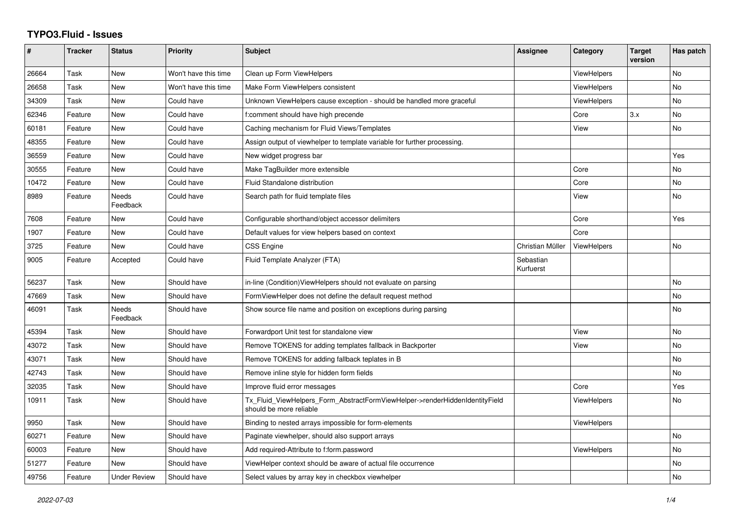# TYPO3.Fluid - Issues

| # | Tracker | Status | Priority | Subject | Assignee | Category | Target version | Has patch |
|---|---|---|---|---|---|---|---|---|
| 26664 | Task | New | Won't have this time | Clean up Form ViewHelpers | | ViewHelpers | | No |
| 26658 | Task | New | Won't have this time | Make Form ViewHelpers consistent | | ViewHelpers | | No |
| 34309 | Task | New | Could have | Unknown ViewHelpers cause exception - should be handled more graceful | | ViewHelpers | | No |
| 62346 | Feature | New | Could have | f:comment should have high precende | | Core | 3.x | No |
| 60181 | Feature | New | Could have | Caching mechanism for Fluid Views/Templates | | View | | No |
| 48355 | Feature | New | Could have | Assign output of viewhelper to template variable for further processing. | | | | |
| 36559 | Feature | New | Could have | New widget progress bar | | | | Yes |
| 30555 | Feature | New | Could have | Make TagBuilder more extensible | | Core | | No |
| 10472 | Feature | New | Could have | Fluid Standalone distribution | | Core | | No |
| 8989 | Feature | Needs Feedback | Could have | Search path for fluid template files | | View | | No |
| 7608 | Feature | New | Could have | Configurable shorthand/object accessor delimiters | | Core | | Yes |
| 1907 | Feature | New | Could have | Default values for view helpers based on context | | Core | | |
| 3725 | Feature | New | Could have | CSS Engine | Christian Müller | ViewHelpers | | No |
| 9005 | Feature | Accepted | Could have | Fluid Template Analyzer (FTA) | Sebastian Kurfuerst | | | |
| 56237 | Task | New | Should have | in-line (Condition)ViewHelpers should not evaluate on parsing | | | | No |
| 47669 | Task | New | Should have | FormViewHelper does not define the default request method | | | | No |
| 46091 | Task | Needs Feedback | Should have | Show source file name and position on exceptions during parsing | | | | No |
| 45394 | Task | New | Should have | Forwardport Unit test for standalone view | | View | | No |
| 43072 | Task | New | Should have | Remove TOKENS for adding templates fallback in Backporter | | View | | No |
| 43071 | Task | New | Should have | Remove TOKENS for adding fallback teplates in B | | | | No |
| 42743 | Task | New | Should have | Remove inline style for hidden form fields | | | | No |
| 32035 | Task | New | Should have | Improve fluid error messages | | Core | | Yes |
| 10911 | Task | New | Should have | Tx_Fluid_ViewHelpers_Form_AbstractFormViewHelper->renderHiddenIdentityField should be more reliable | | ViewHelpers | | No |
| 9950 | Task | New | Should have | Binding to nested arrays impossible for form-elements | | ViewHelpers | | |
| 60271 | Feature | New | Should have | Paginate viewhelper, should also support arrays | | | | No |
| 60003 | Feature | New | Should have | Add required-Attribute to f:form.password | | ViewHelpers | | No |
| 51277 | Feature | New | Should have | ViewHelper context should be aware of actual file occurrence | | | | No |
| 49756 | Feature | Under Review | Should have | Select values by array key in checkbox viewhelper | | | | No |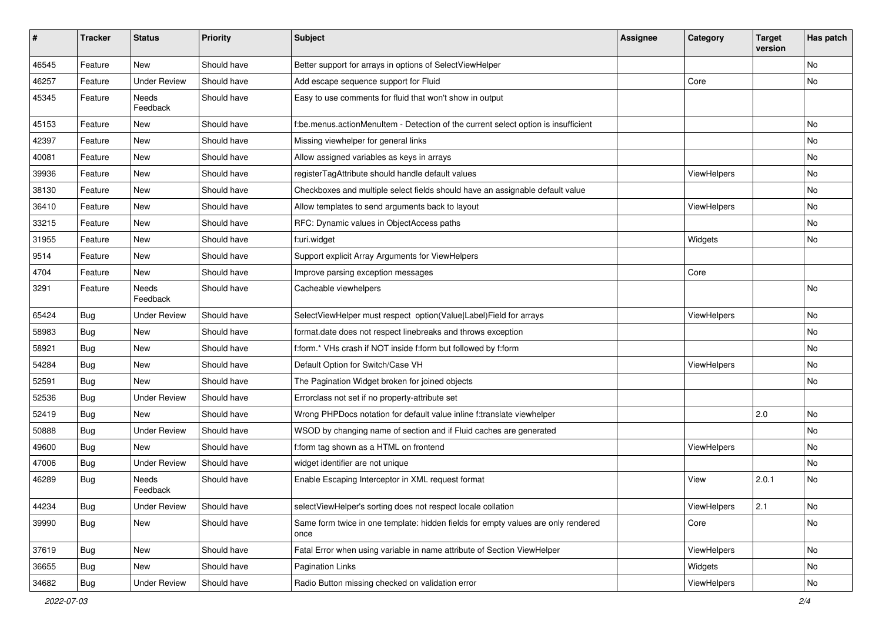| # | Tracker | Status | Priority | Subject | Assignee | Category | Target version | Has patch |
|---|---|---|---|---|---|---|---|---|
| 46545 | Feature | New | Should have | Better support for arrays in options of SelectViewHelper | | | | No |
| 46257 | Feature | Under Review | Should have | Add escape sequence support for Fluid | | Core | | No |
| 45345 | Feature | Needs Feedback | Should have | Easy to use comments for fluid that won't show in output | | | | |
| 45153 | Feature | New | Should have | f:be.menus.actionMenuItem - Detection of the current select option is insufficient | | | | No |
| 42397 | Feature | New | Should have | Missing viewhelper for general links | | | | No |
| 40081 | Feature | New | Should have | Allow assigned variables as keys in arrays | | | | No |
| 39936 | Feature | New | Should have | registerTagAttribute should handle default values | | ViewHelpers | | No |
| 38130 | Feature | New | Should have | Checkboxes and multiple select fields should have an assignable default value | | | | No |
| 36410 | Feature | New | Should have | Allow templates to send arguments back to layout | | ViewHelpers | | No |
| 33215 | Feature | New | Should have | RFC: Dynamic values in ObjectAccess paths | | | | No |
| 31955 | Feature | New | Should have | f:uri.widget | | Widgets | | No |
| 9514 | Feature | New | Should have | Support explicit Array Arguments for ViewHelpers | | | | |
| 4704 | Feature | New | Should have | Improve parsing exception messages | | Core | | |
| 3291 | Feature | Needs Feedback | Should have | Cacheable viewhelpers | | | | No |
| 65424 | Bug | Under Review | Should have | SelectViewHelper must respect option(Value\|Label)Field for arrays | | ViewHelpers | | No |
| 58983 | Bug | New | Should have | format.date does not respect linebreaks and throws exception | | | | No |
| 58921 | Bug | New | Should have | f:form.* VHs crash if NOT inside f:form but followed by f:form | | | | No |
| 54284 | Bug | New | Should have | Default Option for Switch/Case VH | | ViewHelpers | | No |
| 52591 | Bug | New | Should have | The Pagination Widget broken for joined objects | | | | No |
| 52536 | Bug | Under Review | Should have | Errorclass not set if no property-attribute set | | | | |
| 52419 | Bug | New | Should have | Wrong PHPDocs notation for default value inline f:translate viewhelper | | | 2.0 | No |
| 50888 | Bug | Under Review | Should have | WSOD by changing name of section and if Fluid caches are generated | | | | No |
| 49600 | Bug | New | Should have | f:form tag shown as a HTML on frontend | | ViewHelpers | | No |
| 47006 | Bug | Under Review | Should have | widget identifier are not unique | | | | No |
| 46289 | Bug | Needs Feedback | Should have | Enable Escaping Interceptor in XML request format | | View | 2.0.1 | No |
| 44234 | Bug | Under Review | Should have | selectViewHelper's sorting does not respect locale collation | | ViewHelpers | 2.1 | No |
| 39990 | Bug | New | Should have | Same form twice in one template: hidden fields for empty values are only rendered once | | Core | | No |
| 37619 | Bug | New | Should have | Fatal Error when using variable in name attribute of Section ViewHelper | | ViewHelpers | | No |
| 36655 | Bug | New | Should have | Pagination Links | | Widgets | | No |
| 34682 | Bug | Under Review | Should have | Radio Button missing checked on validation error | | ViewHelpers | | No |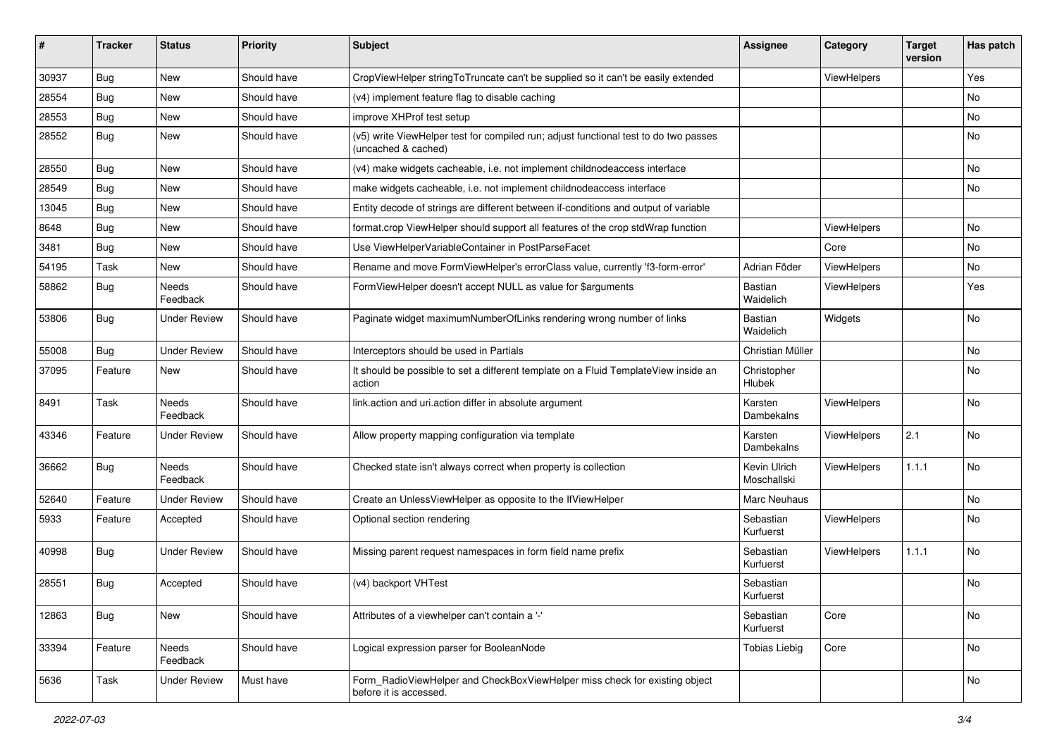| # | Tracker | Status | Priority | Subject | Assignee | Category | Target version | Has patch |
|---|---|---|---|---|---|---|---|---|
| 30937 | Bug | New | Should have | CropViewHelper stringToTruncate can't be supplied so it can't be easily extended | | ViewHelpers | | Yes |
| 28554 | Bug | New | Should have | (v4) implement feature flag to disable caching | | | | No |
| 28553 | Bug | New | Should have | improve XHProf test setup | | | | No |
| 28552 | Bug | New | Should have | (v5) write ViewHelper test for compiled run; adjust functional test to do two passes (uncached & cached) | | | | No |
| 28550 | Bug | New | Should have | (v4) make widgets cacheable, i.e. not implement childnodeaccess interface | | | | No |
| 28549 | Bug | New | Should have | make widgets cacheable, i.e. not implement childnodeaccess interface | | | | No |
| 13045 | Bug | New | Should have | Entity decode of strings are different between if-conditions and output of variable | | | | |
| 8648 | Bug | New | Should have | format.crop ViewHelper should support all features of the crop stdWrap function | | ViewHelpers | | No |
| 3481 | Bug | New | Should have | Use ViewHelperVariableContainer in PostParseFacet | | Core | | No |
| 54195 | Task | New | Should have | Rename and move FormViewHelper's errorClass value, currently 'f3-form-error' | Adrian Föder | ViewHelpers | | No |
| 58862 | Bug | Needs Feedback | Should have | FormViewHelper doesn't accept NULL as value for $arguments | Bastian Waidelich | ViewHelpers | | Yes |
| 53806 | Bug | Under Review | Should have | Paginate widget maximumNumberOfLinks rendering wrong number of links | Bastian Waidelich | Widgets | | No |
| 55008 | Bug | Under Review | Should have | Interceptors should be used in Partials | Christian Müller | | | No |
| 37095 | Feature | New | Should have | It should be possible to set a different template on a Fluid TemplateView inside an action | Christopher Hlubek | | | No |
| 8491 | Task | Needs Feedback | Should have | link.action and uri.action differ in absolute argument | Karsten Dambekalns | ViewHelpers | | No |
| 43346 | Feature | Under Review | Should have | Allow property mapping configuration via template | Karsten Dambekalns | ViewHelpers | 2.1 | No |
| 36662 | Bug | Needs Feedback | Should have | Checked state isn't always correct when property is collection | Kevin Ulrich Moschallski | ViewHelpers | 1.1.1 | No |
| 52640 | Feature | Under Review | Should have | Create an UnlessViewHelper as opposite to the IfViewHelper | Marc Neuhaus | | | No |
| 5933 | Feature | Accepted | Should have | Optional section rendering | Sebastian Kurfuerst | ViewHelpers | | No |
| 40998 | Bug | Under Review | Should have | Missing parent request namespaces in form field name prefix | Sebastian Kurfuerst | ViewHelpers | 1.1.1 | No |
| 28551 | Bug | Accepted | Should have | (v4) backport VHTest | Sebastian Kurfuerst | | | No |
| 12863 | Bug | New | Should have | Attributes of a viewhelper can't contain a '-' | Sebastian Kurfuerst | Core | | No |
| 33394 | Feature | Needs Feedback | Should have | Logical expression parser for BooleanNode | Tobias Liebig | Core | | No |
| 5636 | Task | Under Review | Must have | Form_RadioViewHelper and CheckBoxViewHelper miss check for existing object before it is accessed. | | | | No |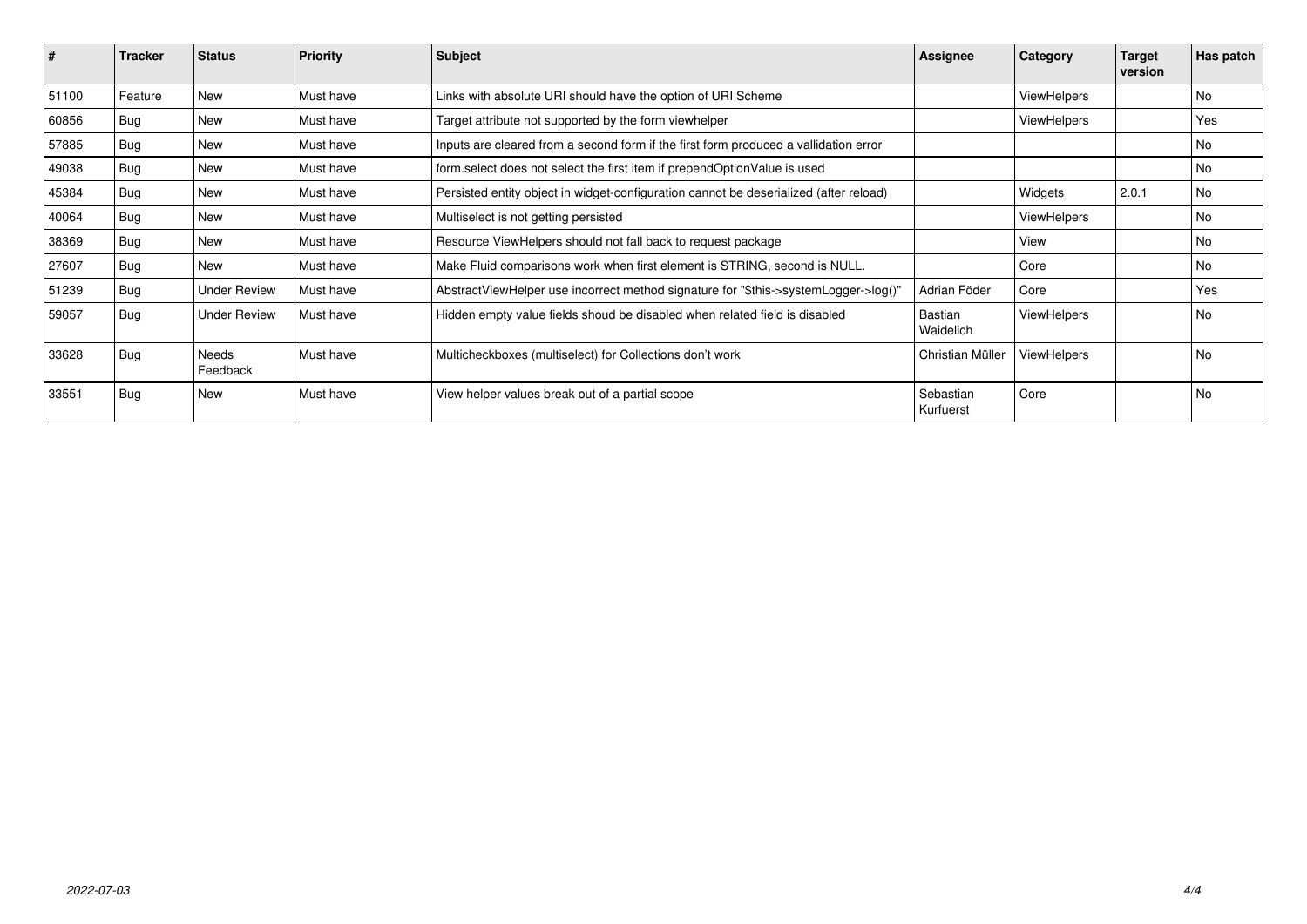| # | Tracker | Status | Priority | Subject | Assignee | Category | Target version | Has patch |
|---|---|---|---|---|---|---|---|---|
| 51100 | Feature | New | Must have | Links with absolute URI should have the option of URI Scheme | | ViewHelpers | | No |
| 60856 | Bug | New | Must have | Target attribute not supported by the form viewhelper | | ViewHelpers | | Yes |
| 57885 | Bug | New | Must have | Inputs are cleared from a second form if the first form produced a vallidation error | | | | No |
| 49038 | Bug | New | Must have | form.select does not select the first item if prependOptionValue is used | | | | No |
| 45384 | Bug | New | Must have | Persisted entity object in widget-configuration cannot be deserialized (after reload) | | Widgets | 2.0.1 | No |
| 40064 | Bug | New | Must have | Multiselect is not getting persisted | | ViewHelpers | | No |
| 38369 | Bug | New | Must have | Resource ViewHelpers should not fall back to request package | | View | | No |
| 27607 | Bug | New | Must have | Make Fluid comparisons work when first element is STRING, second is NULL. | | Core | | No |
| 51239 | Bug | Under Review | Must have | AbstractViewHelper use incorrect method signature for "$this->systemLogger->log()" | Adrian Föder | Core | | Yes |
| 59057 | Bug | Under Review | Must have | Hidden empty value fields shoud be disabled when related field is disabled | Bastian Waidelich | ViewHelpers | | No |
| 33628 | Bug | Needs Feedback | Must have | Multicheckboxes (multiselect) for Collections don't work | Christian Müller | ViewHelpers | | No |
| 33551 | Bug | New | Must have | View helper values break out of a partial scope | Sebastian Kurfuerst | Core | | No |

*2022-07-03*